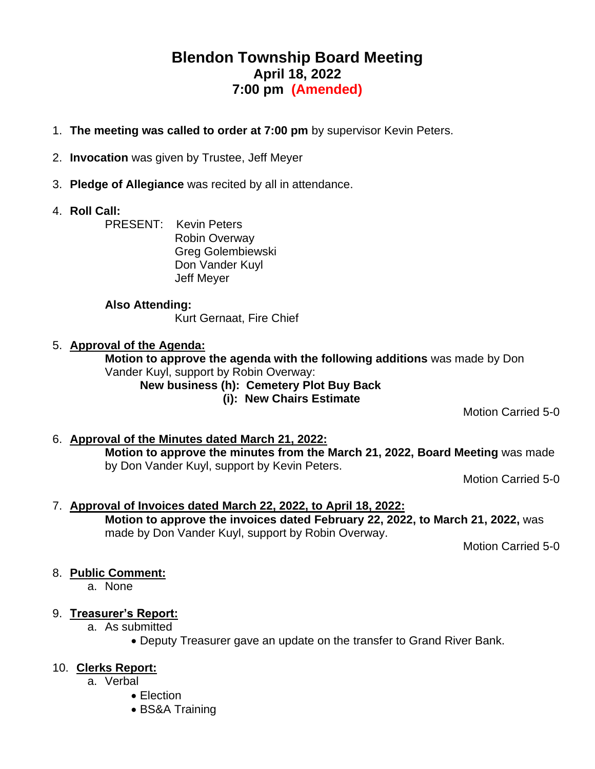# Blendon Township Board Meeting
## April 18, 2022
## 7:00 pm (Amended)

1. **The meeting was called to order at 7:00 pm** by supervisor Kevin Peters.

2. **Invocation** was given by Trustee, Jeff Meyer

3. **Pledge of Allegiance** was recited by all in attendance.

4. **Roll Call:**

   PRESENT: Kevin Peters
   Robin Overway
   Greg Golembiewski
   Don Vander Kuyl
   Jeff Meyer

   **Also Attending:**
   Kurt Gernaat, Fire Chief

5. **Approval of the Agenda:**

   **Motion to approve the agenda with the following additions** was made by Don Vander Kuyl, support by Robin Overway:

   **New business (h): Cemetery Plot Buy Back**
   **(i): New Chairs Estimate**

   Motion Carried 5-0

6. **Approval of the Minutes dated March 21, 2022:**

   **Motion to approve the minutes from the March 21, 2022, Board Meeting** was made by Don Vander Kuyl, support by Kevin Peters.

   Motion Carried 5-0

7. **Approval of Invoices dated March 22, 2022, to April 18, 2022:**

   **Motion to approve the invoices dated February 22, 2022, to March 21, 2022,** was made by Don Vander Kuyl, support by Robin Overway.

   Motion Carried 5-0

8. **Public Comment:**
   a. None

9. **Treasurer's Report:**
   a. As submitted
      - Deputy Treasurer gave an update on the transfer to Grand River Bank.

10. **Clerks Report:**
    a. Verbal
       - Election
       - BS&A Training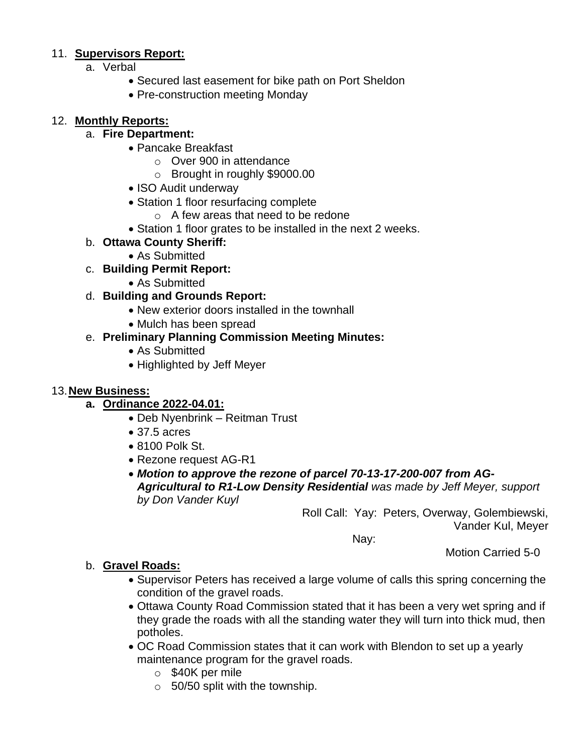11. **Supervisors Report:**
    a. Verbal
        - Secured last easement for bike path on Port Sheldon
        - Pre-construction meeting Monday

12. **Monthly Reports:**
    a. **Fire Department:**
        - Pancake Breakfast
            - Over 900 in attendance
            - Brought in roughly $9000.00
        - ISO Audit underway
        - Station 1 floor resurfacing complete
            - A few areas that need to be redone
        - Station 1 floor grates to be installed in the next 2 weeks.

    b. **Ottawa County Sheriff:**
        - As Submitted

    c. **Building Permit Report:**
        - As Submitted

    d. **Building and Grounds Report:**
        - New exterior doors installed in the townhall
        - Mulch has been spread

    e. **Preliminary Planning Commission Meeting Minutes:**
        - As Submitted
        - Highlighted by Jeff Meyer

13. **New Business:**
    a. **Ordinance 2022-04.01:**
        - Deb Nyenbrink – Reitman Trust
        - 37.5 acres
        - 8100 Polk St.
        - Rezone request AG-R1
        - ***Motion to approve the rezone of parcel 70-13-17-200-007 from AG-Agricultural to R1-Low Density Residential*** *was made by Jeff Meyer, support by Don Vander Kuyl*

Roll Call: Yay: Peters, Overway, Golembiewski, Vander Kul, Meyer

Nay:

Motion Carried 5-0

    b. **Gravel Roads:**
        - Supervisor Peters has received a large volume of calls this spring concerning the condition of the gravel roads.
        - Ottawa County Road Commission stated that it has been a very wet spring and if they grade the roads with all the standing water they will turn into thick mud, then potholes.
        - OC Road Commission states that it can work with Blendon to set up a yearly maintenance program for the gravel roads.
            - $40K per mile
            - 50/50 split with the township.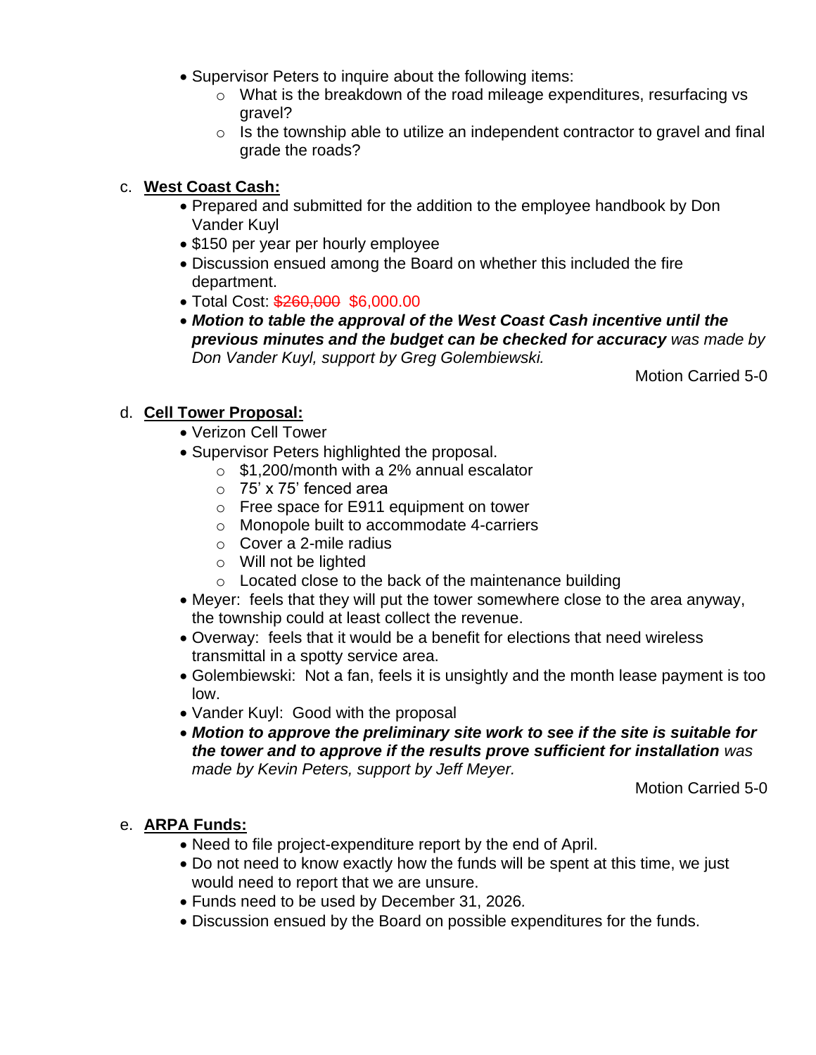- Supervisor Peters to inquire about the following items:
  - What is the breakdown of the road mileage expenditures, resurfacing vs gravel?
  - Is the township able to utilize an independent contractor to gravel and final grade the roads?

c. **West Coast Cash:**

- Prepared and submitted for the addition to the employee handbook by Don Vander Kuyl
- $150 per year per hourly employee
- Discussion ensued among the Board on whether this included the fire department.
- Total Cost: ~~$260,000~~ $6,000.00
- ***Motion to table the approval of the West Coast Cash incentive until the previous minutes and the budget can be checked for accuracy*** *was made by Don Vander Kuyl, support by Greg Golembiewski.*

Motion Carried 5-0

d. **Cell Tower Proposal:**

- Verizon Cell Tower
- Supervisor Peters highlighted the proposal.
  - $1,200/month with a 2% annual escalator
  - 75' x 75' fenced area
  - Free space for E911 equipment on tower
  - Monopole built to accommodate 4-carriers
  - Cover a 2-mile radius
  - Will not be lighted
  - Located close to the back of the maintenance building
- Meyer: feels that they will put the tower somewhere close to the area anyway, the township could at least collect the revenue.
- Overway: feels that it would be a benefit for elections that need wireless transmittal in a spotty service area.
- Golembiewski: Not a fan, feels it is unsightly and the month lease payment is too low.
- Vander Kuyl: Good with the proposal
- ***Motion to approve the preliminary site work to see if the site is suitable for the tower and to approve if the results prove sufficient for installation*** *was made by Kevin Peters, support by Jeff Meyer.*

Motion Carried 5-0

e. **ARPA Funds:**

- Need to file project-expenditure report by the end of April.
- Do not need to know exactly how the funds will be spent at this time, we just would need to report that we are unsure.
- Funds need to be used by December 31, 2026.
- Discussion ensued by the Board on possible expenditures for the funds.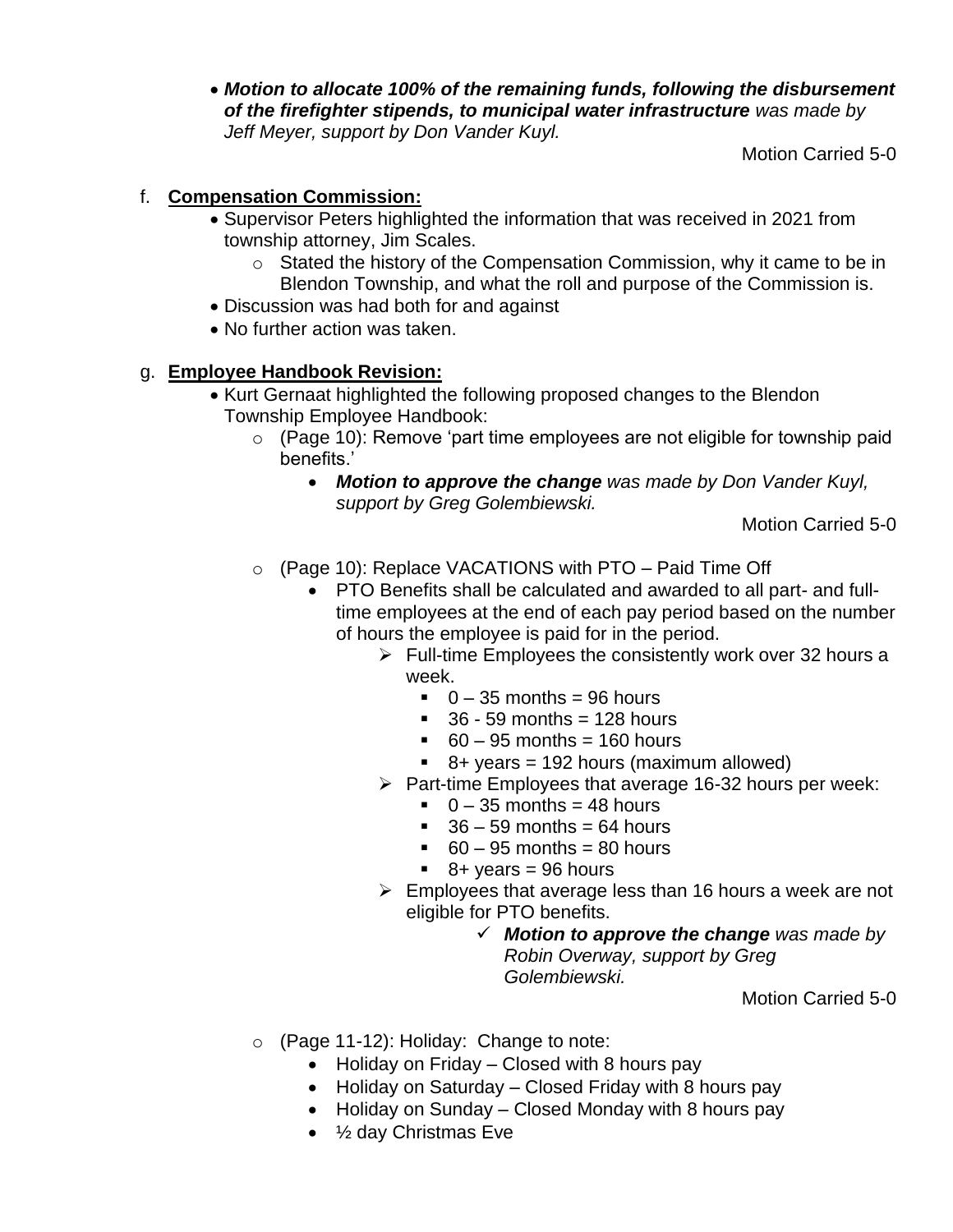- ***Motion to allocate 100% of the remaining funds, following the disbursement of the firefighter stipends, to municipal water infrastructure*** *was made by Jeff Meyer, support by Don Vander Kuyl.*

Motion Carried 5-0

f. **Compensation Commission:**

- Supervisor Peters highlighted the information that was received in 2021 from township attorney, Jim Scales.
    - Stated the history of the Compensation Commission, why it came to be in Blendon Township, and what the roll and purpose of the Commission is.
- Discussion was had both for and against
- No further action was taken.

g. **Employee Handbook Revision:**

- Kurt Gernaat highlighted the following proposed changes to the Blendon Township Employee Handbook:
    - (Page 10): Remove 'part time employees are not eligible for township paid benefits.'
        - ***Motion to approve the change*** *was made by Don Vander Kuyl, support by Greg Golembiewski.*

Motion Carried 5-0

- (Page 10): Replace VACATIONS with PTO – Paid Time Off
    - PTO Benefits shall be calculated and awarded to all part- and full-time employees at the end of each pay period based on the number of hours the employee is paid for in the period.
        - Full-time Employees the consistently work over 32 hours a week.
            - 0 – 35 months = 96 hours
            - 36 - 59 months = 128 hours
            - 60 – 95 months = 160 hours
            - 8+ years = 192 hours (maximum allowed)
        - Part-time Employees that average 16-32 hours per week:
            - 0 – 35 months = 48 hours
            - 36 – 59 months = 64 hours
            - 60 – 95 months = 80 hours
            - 8+ years = 96 hours
        - Employees that average less than 16 hours a week are not eligible for PTO benefits.
            - ✓ ***Motion to approve the change*** *was made by Robin Overway, support by Greg Golembiewski.*

Motion Carried 5-0

- (Page 11-12): Holiday: Change to note:
    - Holiday on Friday – Closed with 8 hours pay
    - Holiday on Saturday – Closed Friday with 8 hours pay
    - Holiday on Sunday – Closed Monday with 8 hours pay
    - ½ day Christmas Eve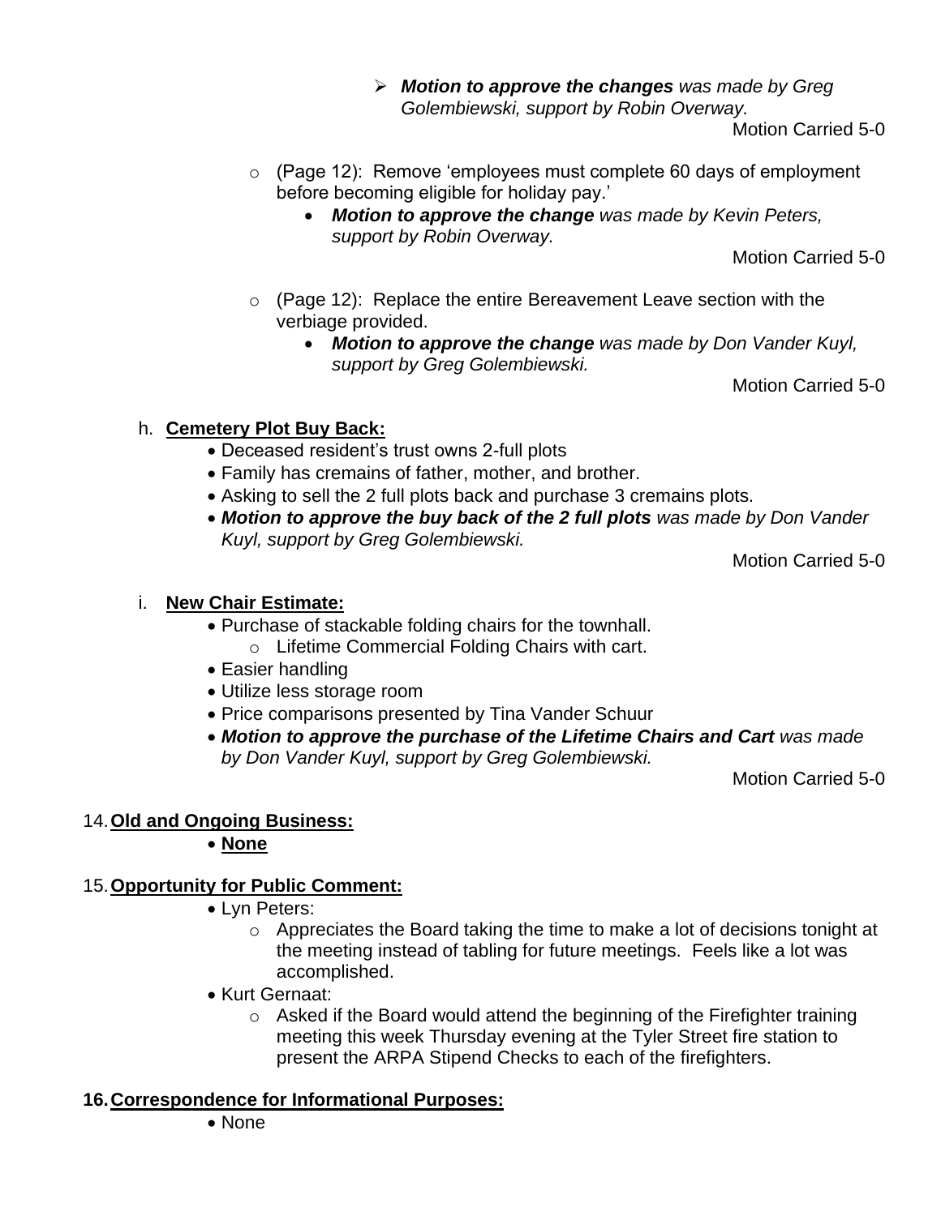- ***Motion to approve the changes*** *was made by Greg Golembiewski, support by Robin Overway.*

  Motion Carried 5-0

- (Page 12): Remove 'employees must complete 60 days of employment before becoming eligible for holiday pay.'
  - ***Motion to approve the change*** *was made by Kevin Peters, support by Robin Overway.*

    Motion Carried 5-0

- (Page 12): Replace the entire Bereavement Leave section with the verbiage provided.
  - ***Motion to approve the change*** *was made by Don Vander Kuyl, support by Greg Golembiewski.*

    Motion Carried 5-0

h. **Cemetery Plot Buy Back:**

- Deceased resident's trust owns 2-full plots
- Family has cremains of father, mother, and brother.
- Asking to sell the 2 full plots back and purchase 3 cremains plots.
- ***Motion to approve the buy back of the 2 full plots*** *was made by Don Vander Kuyl, support by Greg Golembiewski.*

  Motion Carried 5-0

i. **New Chair Estimate:**

- Purchase of stackable folding chairs for the townhall.
  - Lifetime Commercial Folding Chairs with cart.
- Easier handling
- Utilize less storage room
- Price comparisons presented by Tina Vander Schuur
- ***Motion to approve the purchase of the Lifetime Chairs and Cart*** *was made by Don Vander Kuyl, support by Greg Golembiewski.*

  Motion Carried 5-0

14. **Old and Ongoing Business:**
    - **None**

15. **Opportunity for Public Comment:**
    - Lyn Peters:
      - Appreciates the Board taking the time to make a lot of decisions tonight at the meeting instead of tabling for future meetings. Feels like a lot was accomplished.
    - Kurt Gernaat:
      - Asked if the Board would attend the beginning of the Firefighter training meeting this week Thursday evening at the Tyler Street fire station to present the ARPA Stipend Checks to each of the firefighters.

16. **Correspondence for Informational Purposes:**
    - None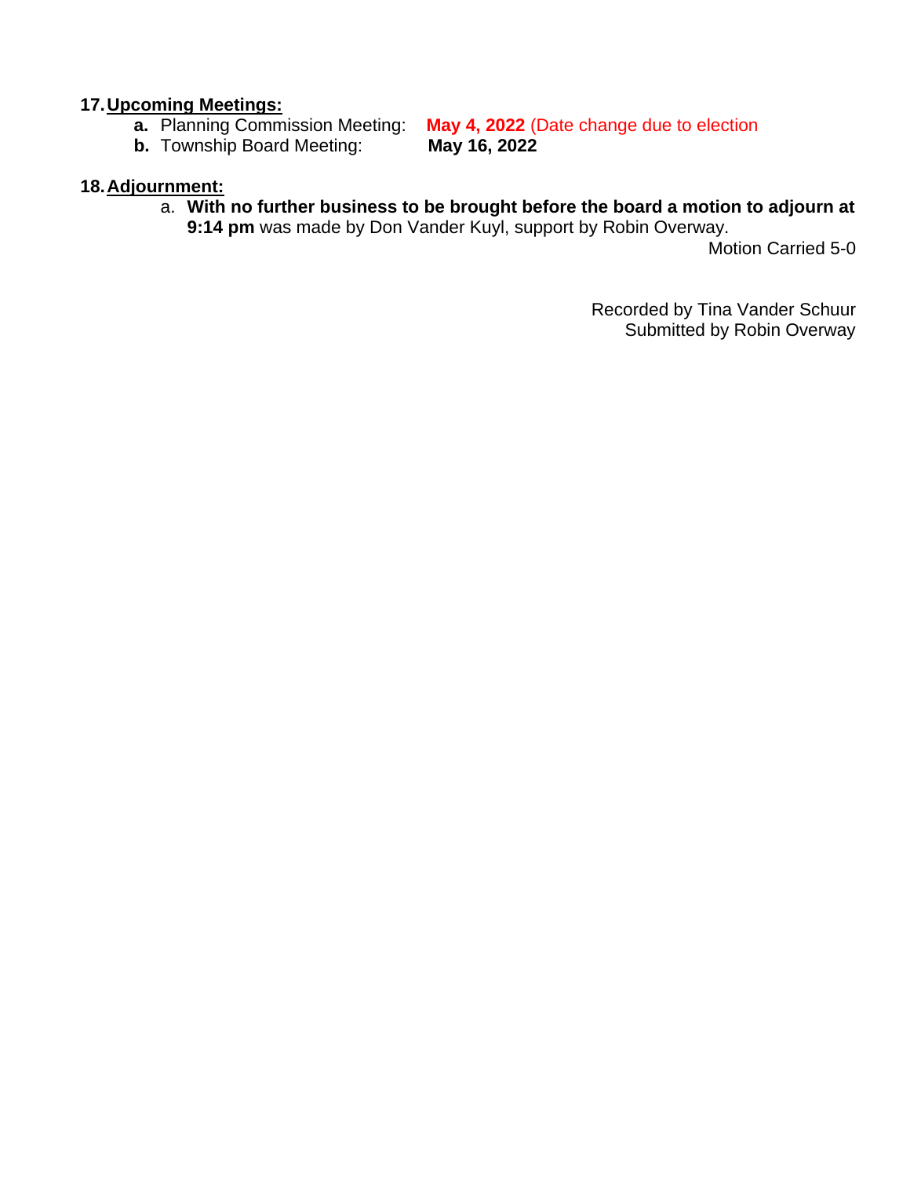**17. Upcoming Meetings:**

- **a.** Planning Commission Meeting: **May 4, 2022** (Date change due to election
- **b.** Township Board Meeting: **May 16, 2022**

**18. Adjournment:**

a. **With no further business to be brought before the board a motion to adjourn at 9:14 pm** was made by Don Vander Kuyl, support by Robin Overway.

Motion Carried 5-0

Recorded by Tina Vander Schuur
Submitted by Robin Overway